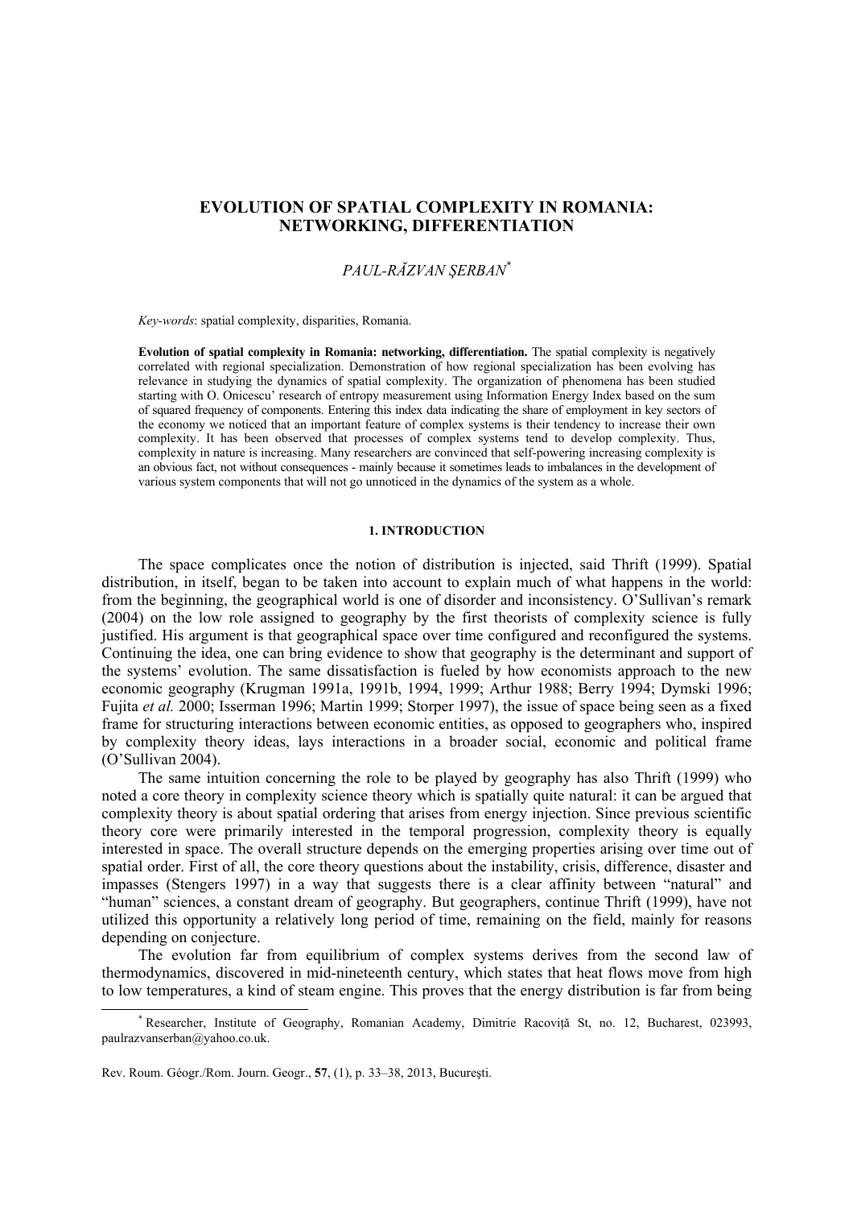# EVOLUTION OF SPATIAL COMPLEXITY IN ROMANIA: NETWORKING, DIFFERENTIATION

*PAUL-RĂZVAN ŞERBAN*[*]

*Key-words*: spatial complexity, disparities, Romania.

**Evolution of spatial complexity in Romania: networking, differentiation.** The spatial complexity is negatively correlated with regional specialization. Demonstration of how regional specialization has been evolving has relevance in studying the dynamics of spatial complexity. The organization of phenomena has been studied starting with O. Onicescu' research of entropy measurement using Information Energy Index based on the sum of squared frequency of components. Entering this index data indicating the share of employment in key sectors of the economy we noticed that an important feature of complex systems is their tendency to increase their own complexity. It has been observed that processes of complex systems tend to develop complexity. Thus, complexity in nature is increasing. Many researchers are convinced that self-powering increasing complexity is an obvious fact, not without consequences - mainly because it sometimes leads to imbalances in the development of various system components that will not go unnoticed in the dynamics of the system as a whole.

## 1. INTRODUCTION

The space complicates once the notion of distribution is injected, said Thrift (1999). Spatial distribution, in itself, began to be taken into account to explain much of what happens in the world: from the beginning, the geographical world is one of disorder and inconsistency. O'Sullivan's remark (2004) on the low role assigned to geography by the first theorists of complexity science is fully justified. His argument is that geographical space over time configured and reconfigured the systems. Continuing the idea, one can bring evidence to show that geography is the determinant and support of the systems' evolution. The same dissatisfaction is fueled by how economists approach to the new economic geography (Krugman 1991a, 1991b, 1994, 1999; Arthur 1988; Berry 1994; Dymski 1996; Fujita *et al.* 2000; Isserman 1996; Martin 1999; Storper 1997), the issue of space being seen as a fixed frame for structuring interactions between economic entities, as opposed to geographers who, inspired by complexity theory ideas, lays interactions in a broader social, economic and political frame (O'Sullivan 2004).

The same intuition concerning the role to be played by geography has also Thrift (1999) who noted a core theory in complexity science theory which is spatially quite natural: it can be argued that complexity theory is about spatial ordering that arises from energy injection. Since previous scientific theory core were primarily interested in the temporal progression, complexity theory is equally interested in space. The overall structure depends on the emerging properties arising over time out of spatial order. First of all, the core theory questions about the instability, crisis, difference, disaster and impasses (Stengers 1997) in a way that suggests there is a clear affinity between "natural" and "human" sciences, a constant dream of geography. But geographers, continue Thrift (1999), have not utilized this opportunity a relatively long period of time, remaining on the field, mainly for reasons depending on conjecture.

The evolution far from equilibrium of complex systems derives from the second law of thermodynamics, discovered in mid-nineteenth century, which states that heat flows move from high to low temperatures, a kind of steam engine. This proves that the energy distribution is far from being

[*] Researcher, Institute of Geography, Romanian Academy, Dimitrie Racoviță St, no. 12, Bucharest, 023993, paulrazvanserban@yahoo.co.uk.

Rev. Roum. Géogr./Rom. Journ. Geogr., **57**, (1), p. 33–38, 2013, Bucureşti.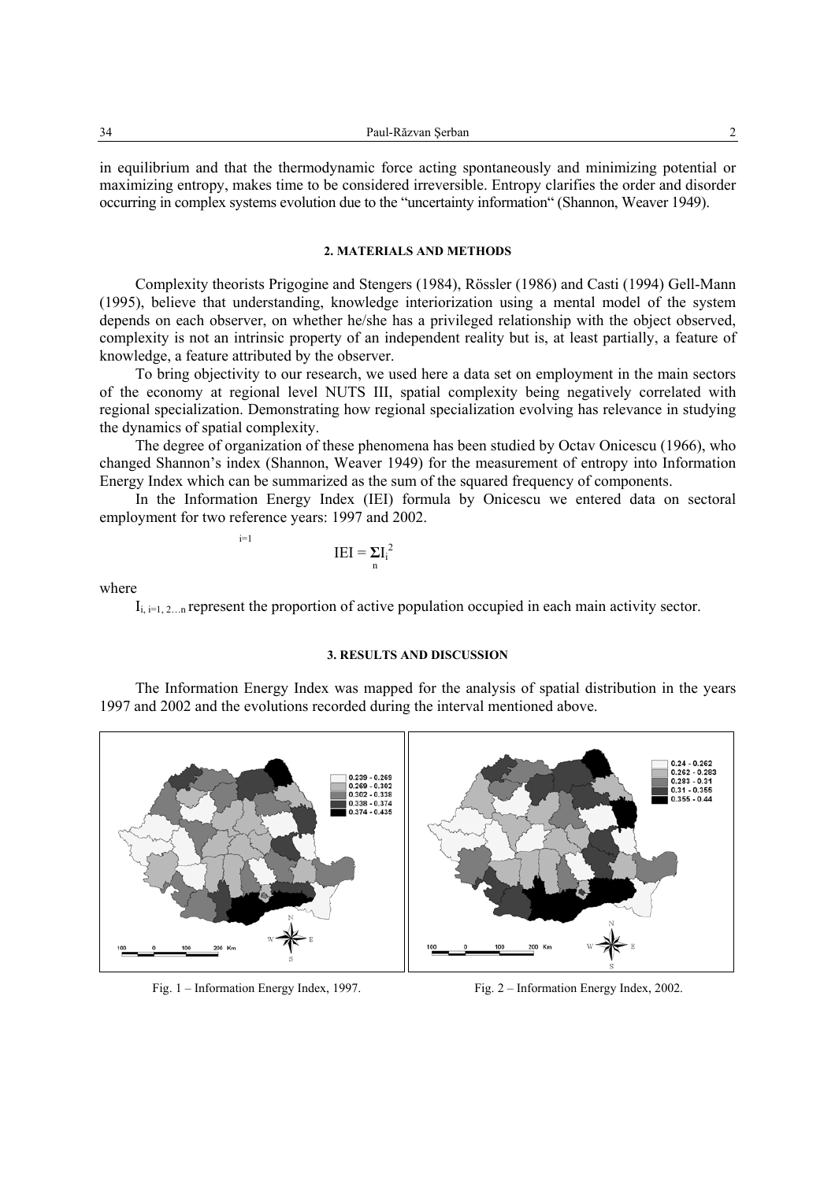in equilibrium and that the thermodynamic force acting spontaneously and minimizing potential or maximizing entropy, makes time to be considered irreversible. Entropy clarifies the order and disorder occurring in complex systems evolution due to the "uncertainty information" (Shannon, Weaver 1949).

## 2. MATERIALS AND METHODS

Complexity theorists Prigogine and Stengers (1984), Rössler (1986) and Casti (1994) Gell-Mann (1995), believe that understanding, knowledge interiorization using a mental model of the system depends on each observer, on whether he/she has a privileged relationship with the object observed, complexity is not an intrinsic property of an independent reality but is, at least partially, a feature of knowledge, a feature attributed by the observer.

To bring objectivity to our research, we used here a data set on employment in the main sectors of the economy at regional level NUTS III, spatial complexity being negatively correlated with regional specialization. Demonstrating how regional specialization evolving has relevance in studying the dynamics of spatial complexity.

The degree of organization of these phenomena has been studied by Octav Onicescu (1966), who changed Shannon's index (Shannon, Weaver 1949) for the measurement of entropy into Information Energy Index which can be summarized as the sum of the squared frequency of components.

In the Information Energy Index (IEI) formula by Onicescu we entered data on sectoral employment for two reference years: 1997 and 2002.

$$IEI = \sum_{n}^{i=1} I_i^2$$

where

$I_{i,\ i=1,\ 2\ldots n}$ represent the proportion of active population occupied in each main activity sector.

## 3. RESULTS AND DISCUSSION

The Information Energy Index was mapped for the analysis of spatial distribution in the years 1997 and 2002 and the evolutions recorded during the interval mentioned above.

Fig. 1 – Information Energy Index, 1997.

Fig. 2 – Information Energy Index, 2002.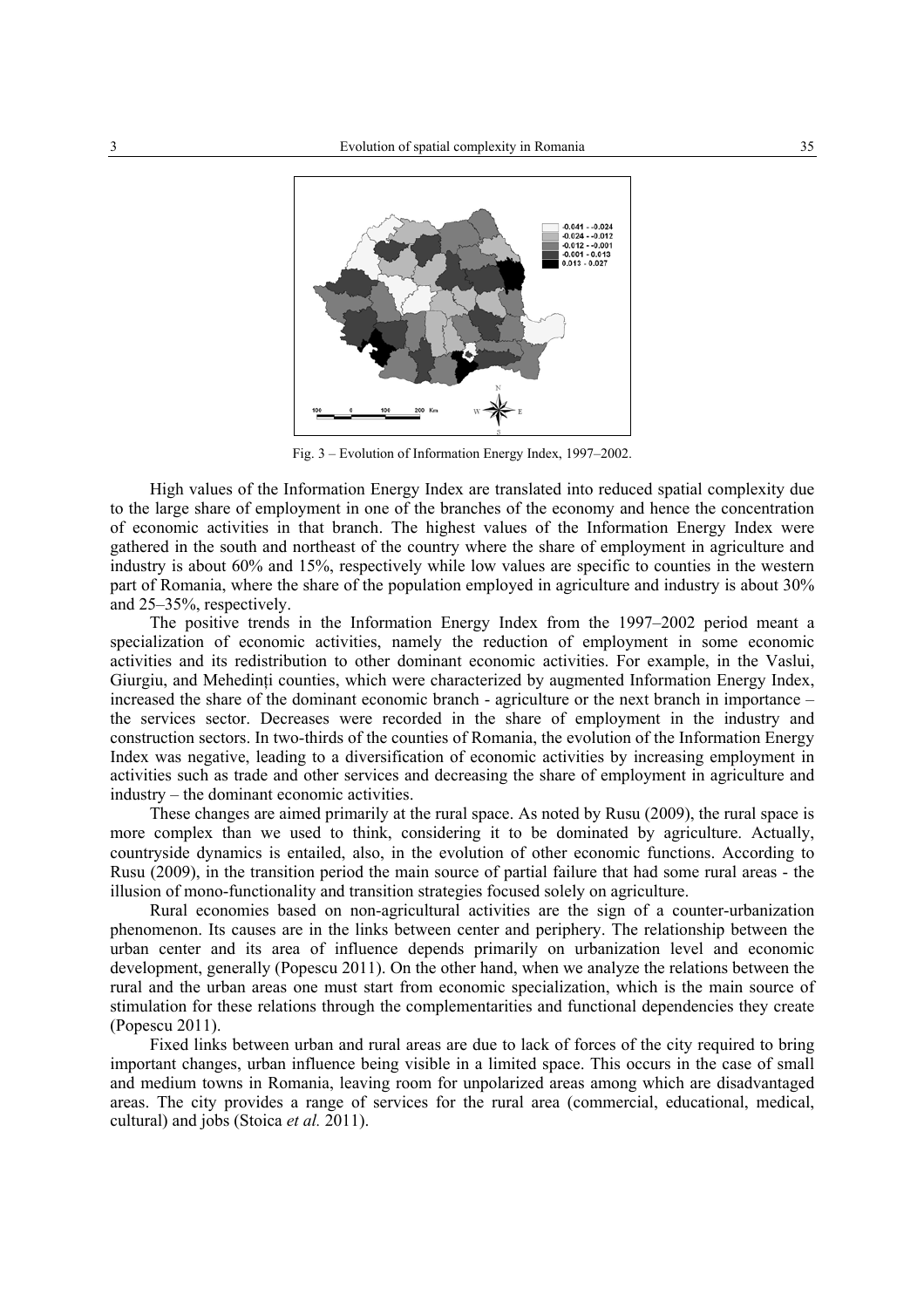Fig. 3 – Evolution of Information Energy Index, 1997–2002.

High values of the Information Energy Index are translated into reduced spatial complexity due to the large share of employment in one of the branches of the economy and hence the concentration of economic activities in that branch. The highest values of the Information Energy Index were gathered in the south and northeast of the country where the share of employment in agriculture and industry is about 60% and 15%, respectively while low values are specific to counties in the western part of Romania, where the share of the population employed in agriculture and industry is about 30% and 25–35%, respectively.

The positive trends in the Information Energy Index from the 1997–2002 period meant a specialization of economic activities, namely the reduction of employment in some economic activities and its redistribution to other dominant economic activities. For example, in the Vaslui, Giurgiu, and Mehedinți counties, which were characterized by augmented Information Energy Index, increased the share of the dominant economic branch - agriculture or the next branch in importance – the services sector. Decreases were recorded in the share of employment in the industry and construction sectors. In two-thirds of the counties of Romania, the evolution of the Information Energy Index was negative, leading to a diversification of economic activities by increasing employment in activities such as trade and other services and decreasing the share of employment in agriculture and industry – the dominant economic activities.

These changes are aimed primarily at the rural space. As noted by Rusu (2009), the rural space is more complex than we used to think, considering it to be dominated by agriculture. Actually, countryside dynamics is entailed, also, in the evolution of other economic functions. According to Rusu (2009), in the transition period the main source of partial failure that had some rural areas - the illusion of mono-functionality and transition strategies focused solely on agriculture.

Rural economies based on non-agricultural activities are the sign of a counter-urbanization phenomenon. Its causes are in the links between center and periphery. The relationship between the urban center and its area of influence depends primarily on urbanization level and economic development, generally (Popescu 2011). On the other hand, when we analyze the relations between the rural and the urban areas one must start from economic specialization, which is the main source of stimulation for these relations through the complementarities and functional dependencies they create (Popescu 2011).

Fixed links between urban and rural areas are due to lack of forces of the city required to bring important changes, urban influence being visible in a limited space. This occurs in the case of small and medium towns in Romania, leaving room for unpolarized areas among which are disadvantaged areas. The city provides a range of services for the rural area (commercial, educational, medical, cultural) and jobs (Stoica *et al.* 2011).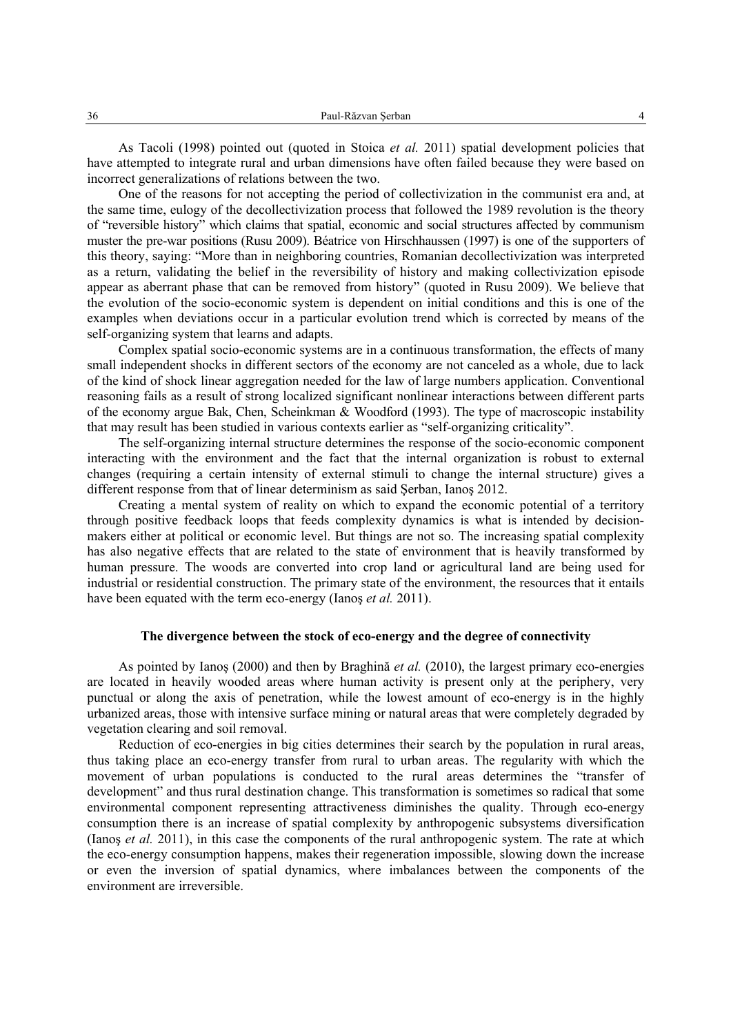As Tacoli (1998) pointed out (quoted in Stoica *et al.* 2011) spatial development policies that have attempted to integrate rural and urban dimensions have often failed because they were based on incorrect generalizations of relations between the two.

One of the reasons for not accepting the period of collectivization in the communist era and, at the same time, eulogy of the decollectivization process that followed the 1989 revolution is the theory of "reversible history" which claims that spatial, economic and social structures affected by communism muster the pre-war positions (Rusu 2009). Béatrice von Hirschhaussen (1997) is one of the supporters of this theory, saying: "More than in neighboring countries, Romanian decollectivization was interpreted as a return, validating the belief in the reversibility of history and making collectivization episode appear as aberrant phase that can be removed from history" (quoted in Rusu 2009). We believe that the evolution of the socio-economic system is dependent on initial conditions and this is one of the examples when deviations occur in a particular evolution trend which is corrected by means of the self-organizing system that learns and adapts.

Complex spatial socio-economic systems are in a continuous transformation, the effects of many small independent shocks in different sectors of the economy are not canceled as a whole, due to lack of the kind of shock linear aggregation needed for the law of large numbers application. Conventional reasoning fails as a result of strong localized significant nonlinear interactions between different parts of the economy argue Bak, Chen, Scheinkman & Woodford (1993). The type of macroscopic instability that may result has been studied in various contexts earlier as "self-organizing criticality".

The self-organizing internal structure determines the response of the socio-economic component interacting with the environment and the fact that the internal organization is robust to external changes (requiring a certain intensity of external stimuli to change the internal structure) gives a different response from that of linear determinism as said Şerban, Ianoş 2012.

Creating a mental system of reality on which to expand the economic potential of a territory through positive feedback loops that feeds complexity dynamics is what is intended by decision-makers either at political or economic level. But things are not so. The increasing spatial complexity has also negative effects that are related to the state of environment that is heavily transformed by human pressure. The woods are converted into crop land or agricultural land are being used for industrial or residential construction. The primary state of the environment, the resources that it entails have been equated with the term eco-energy (Ianoş *et al.* 2011).

## The divergence between the stock of eco-energy and the degree of connectivity

As pointed by Ianoş (2000) and then by Braghină *et al.* (2010), the largest primary eco-energies are located in heavily wooded areas where human activity is present only at the periphery, very punctual or along the axis of penetration, while the lowest amount of eco-energy is in the highly urbanized areas, those with intensive surface mining or natural areas that were completely degraded by vegetation clearing and soil removal.

Reduction of eco-energies in big cities determines their search by the population in rural areas, thus taking place an eco-energy transfer from rural to urban areas. The regularity with which the movement of urban populations is conducted to the rural areas determines the "transfer of development" and thus rural destination change. This transformation is sometimes so radical that some environmental component representing attractiveness diminishes the quality. Through eco-energy consumption there is an increase of spatial complexity by anthropogenic subsystems diversification (Ianoş *et al.* 2011), in this case the components of the rural anthropogenic system. The rate at which the eco-energy consumption happens, makes their regeneration impossible, slowing down the increase or even the inversion of spatial dynamics, where imbalances between the components of the environment are irreversible.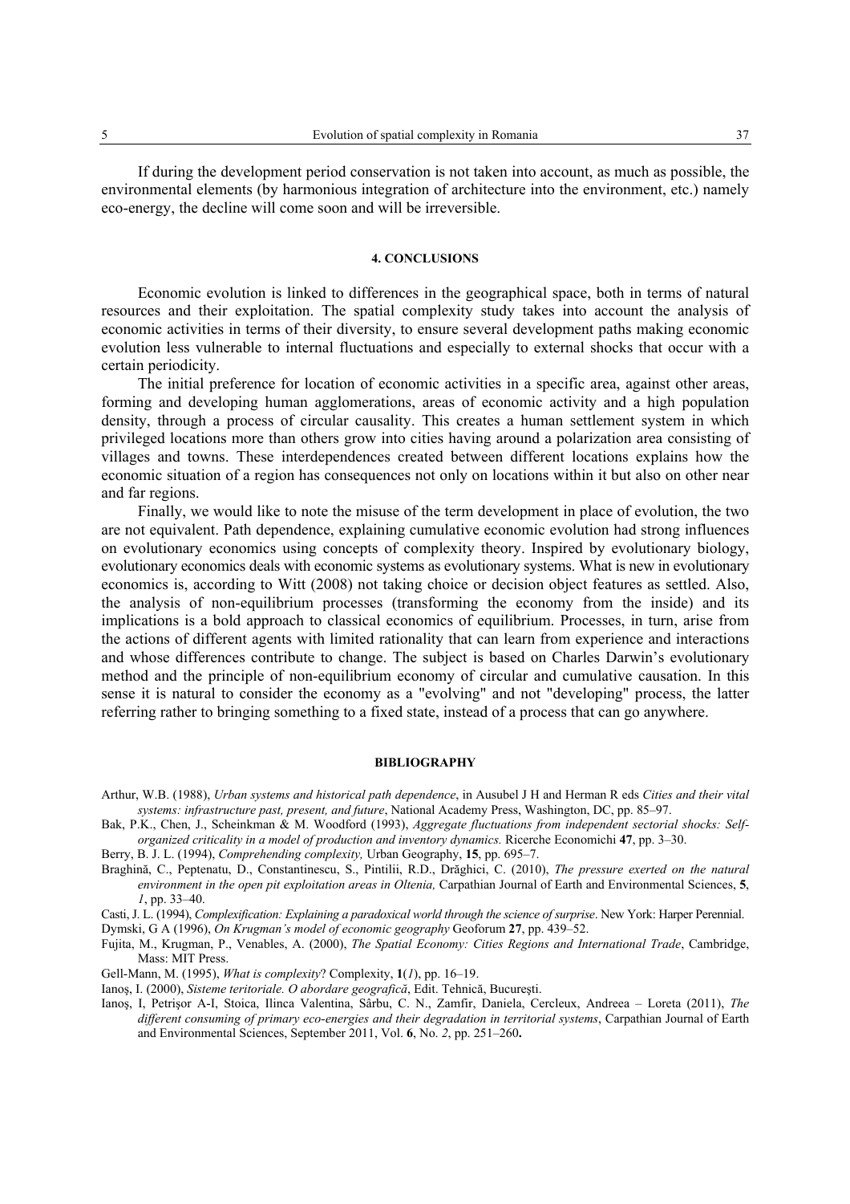If during the development period conservation is not taken into account, as much as possible, the environmental elements (by harmonious integration of architecture into the environment, etc.) namely eco-energy, the decline will come soon and will be irreversible.

#### 4. CONCLUSIONS

Economic evolution is linked to differences in the geographical space, both in terms of natural resources and their exploitation. The spatial complexity study takes into account the analysis of economic activities in terms of their diversity, to ensure several development paths making economic evolution less vulnerable to internal fluctuations and especially to external shocks that occur with a certain periodicity.

The initial preference for location of economic activities in a specific area, against other areas, forming and developing human agglomerations, areas of economic activity and a high population density, through a process of circular causality. This creates a human settlement system in which privileged locations more than others grow into cities having around a polarization area consisting of villages and towns. These interdependences created between different locations explains how the economic situation of a region has consequences not only on locations within it but also on other near and far regions.

Finally, we would like to note the misuse of the term development in place of evolution, the two are not equivalent. Path dependence, explaining cumulative economic evolution had strong influences on evolutionary economics using concepts of complexity theory. Inspired by evolutionary biology, evolutionary economics deals with economic systems as evolutionary systems. What is new in evolutionary economics is, according to Witt (2008) not taking choice or decision object features as settled. Also, the analysis of non-equilibrium processes (transforming the economy from the inside) and its implications is a bold approach to classical economics of equilibrium. Processes, in turn, arise from the actions of different agents with limited rationality that can learn from experience and interactions and whose differences contribute to change. The subject is based on Charles Darwin's evolutionary method and the principle of non-equilibrium economy of circular and cumulative causation. In this sense it is natural to consider the economy as a "evolving" and not "developing" process, the latter referring rather to bringing something to a fixed state, instead of a process that can go anywhere.

#### BIBLIOGRAPHY

Arthur, W.B. (1988), *Urban systems and historical path dependence*, in Ausubel J H and Herman R eds *Cities and their vital systems: infrastructure past, present, and future*, National Academy Press, Washington, DC, pp. 85–97.

Bak, P.K., Chen, J., Scheinkman & M. Woodford (1993), *Aggregate fluctuations from independent sectorial shocks: Self-organized criticality in a model of production and inventory dynamics.* Ricerche Economichi **47**, pp. 3–30.

Berry, B. J. L. (1994), *Comprehending complexity,* Urban Geography, **15**, pp. 695–7.

Braghină, C., Peptenatu, D., Constantinescu, S., Pintilii, R.D., Drăghici, C. (2010), *The pressure exerted on the natural environment in the open pit exploitation areas in Oltenia,* Carpathian Journal of Earth and Environmental Sciences, **5**, *1*, pp. 33–40.

Casti, J. L. (1994), *Complexification: Explaining a paradoxical world through the science of surprise*. New York: Harper Perennial.

Dymski, G A (1996), *On Krugman's model of economic geography* Geoforum **27**, pp. 439–52.

Fujita, M., Krugman, P., Venables, A. (2000), *The Spatial Economy: Cities Regions and International Trade*, Cambridge, Mass: MIT Press.

Gell-Mann, M. (1995), *What is complexity*? Complexity, **1**(*1*), pp. 16–19.

Ianoş, I. (2000), *Sisteme teritoriale. O abordare geografică*, Edit. Tehnică, Bucureşti.

Ianoş, I, Petrişor A-I, Stoica, Ilinca Valentina, Sârbu, C. N., Zamfir, Daniela, Cercleux, Andreea – Loreta (2011), *The different consuming of primary eco-energies and their degradation in territorial systems*, Carpathian Journal of Earth and Environmental Sciences, September 2011, Vol. **6**, No. *2*, pp. 251–260**.**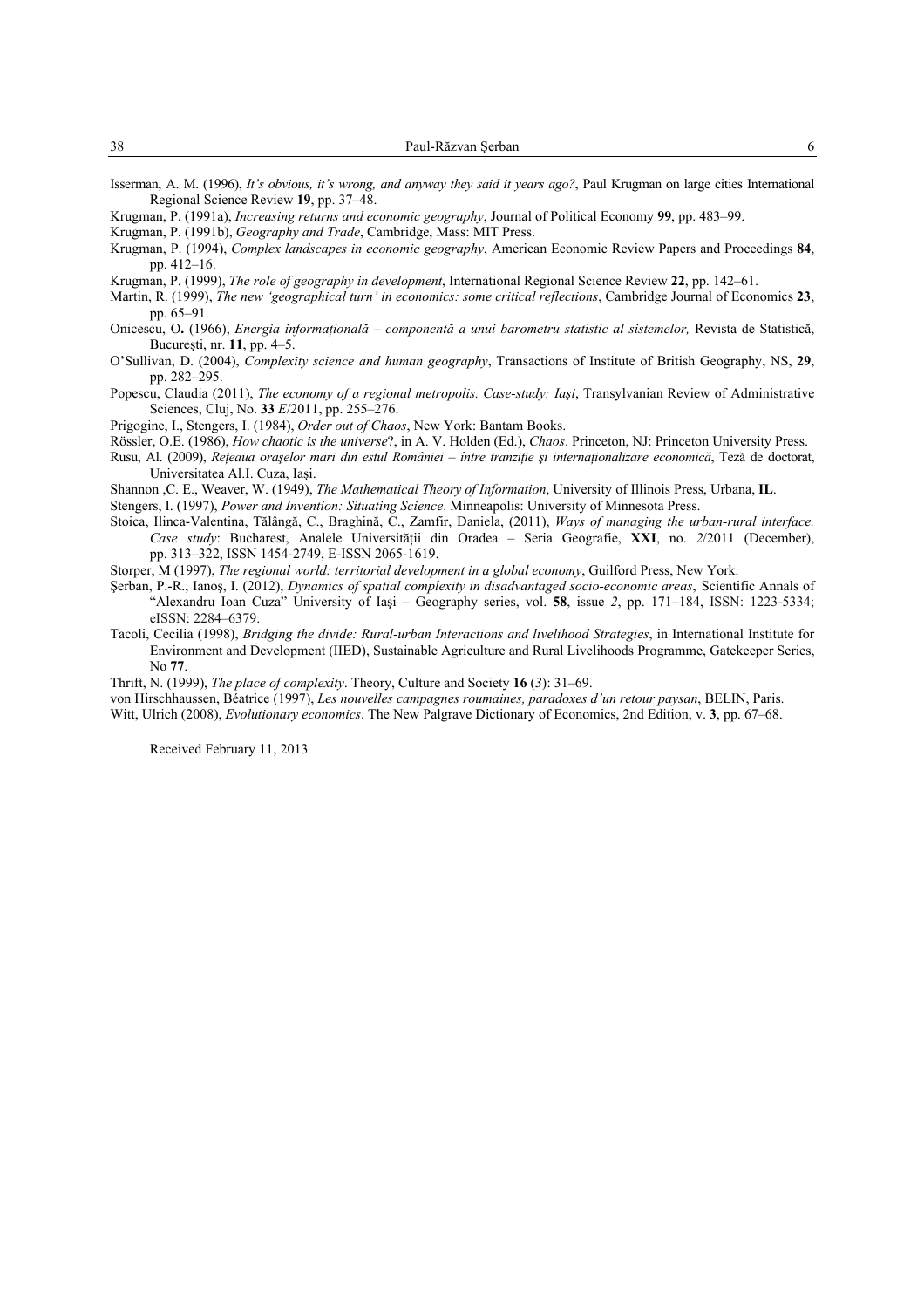Isserman, A. M. (1996), *It's obvious, it's wrong, and anyway they said it years ago?*, Paul Krugman on large cities International Regional Science Review **19**, pp. 37–48.

Krugman, P. (1991a), *Increasing returns and economic geography*, Journal of Political Economy **99**, pp. 483–99.

Krugman, P. (1991b), *Geography and Trade*, Cambridge, Mass: MIT Press.

Krugman, P. (1994), *Complex landscapes in economic geography*, American Economic Review Papers and Proceedings **84**, pp. 412–16.

Krugman, P. (1999), *The role of geography in development*, International Regional Science Review **22**, pp. 142–61.

Martin, R. (1999), *The new 'geographical turn' in economics: some critical reflections*, Cambridge Journal of Economics **23**, pp. 65–91.

Onicescu, O**.** (1966), *Energia informațională – componentă a unui barometru statistic al sistemelor,* Revista de Statistică, Bucureşti, nr. **11**, pp. 4–5.

O'Sullivan, D. (2004), *Complexity science and human geography*, Transactions of Institute of British Geography, NS, **29**, pp. 282–295.

Popescu, Claudia (2011), *The economy of a regional metropolis. Case-study: Iaşi*, Transylvanian Review of Administrative Sciences, Cluj, No. **33** *E*/2011, pp. 255–276.

Prigogine, I., Stengers, I. (1984), *Order out of Chaos*, New York: Bantam Books.

Rössler, O.E. (1986), *How chaotic is the universe*?, in A. V. Holden (Ed.), *Chaos*. Princeton, NJ: Princeton University Press.

Rusu, Al. (2009), *Rețeaua oraşelor mari din estul României – între tranziție şi internaționalizare economică*, Teză de doctorat, Universitatea Al.I. Cuza, Iaşi.

Shannon ,C. E., Weaver, W. (1949), *The Mathematical Theory of Information*, University of Illinois Press, Urbana, **IL**.

Stengers, I. (1997), *Power and Invention: Situating Science*. Minneapolis: University of Minnesota Press.

Stoica, Ilinca-Valentina, Tălângă, C., Braghină, C., Zamfir, Daniela, (2011), *Ways of managing the urban-rural interface. Case study*: Bucharest, Analele Universității din Oradea – Seria Geografie, **XXI**, no. *2*/2011 (December), pp. 313–322, ISSN 1454-2749, E-ISSN 2065-1619.

Storper, M (1997), *The regional world: territorial development in a global economy*, Guilford Press, New York.

Şerban, P.-R., Ianoş, I. (2012), *Dynamics of spatial complexity in disadvantaged socio-economic areas*, Scientific Annals of "Alexandru Ioan Cuza" University of Iaşi – Geography series, vol. **58**, issue *2*, pp. 171–184, ISSN: 1223-5334; eISSN: 2284–6379.

Tacoli, Cecilia (1998), *Bridging the divide: Rural-urban Interactions and livelihood Strategies*, in International Institute for Environment and Development (IIED), Sustainable Agriculture and Rural Livelihoods Programme, Gatekeeper Series, No **77**.

Thrift, N. (1999), *The place of complexity*. Theory, Culture and Society **16** (*3*): 31–69.

von Hirschhaussen, Béatrice (1997), *Les nouvelles campagnes roumaines, paradoxes d'un retour paysan*, BELIN, Paris.

Witt, Ulrich (2008), *Evolutionary economics*. The New Palgrave Dictionary of Economics, 2nd Edition, v. **3**, pp. 67–68.

Received February 11, 2013